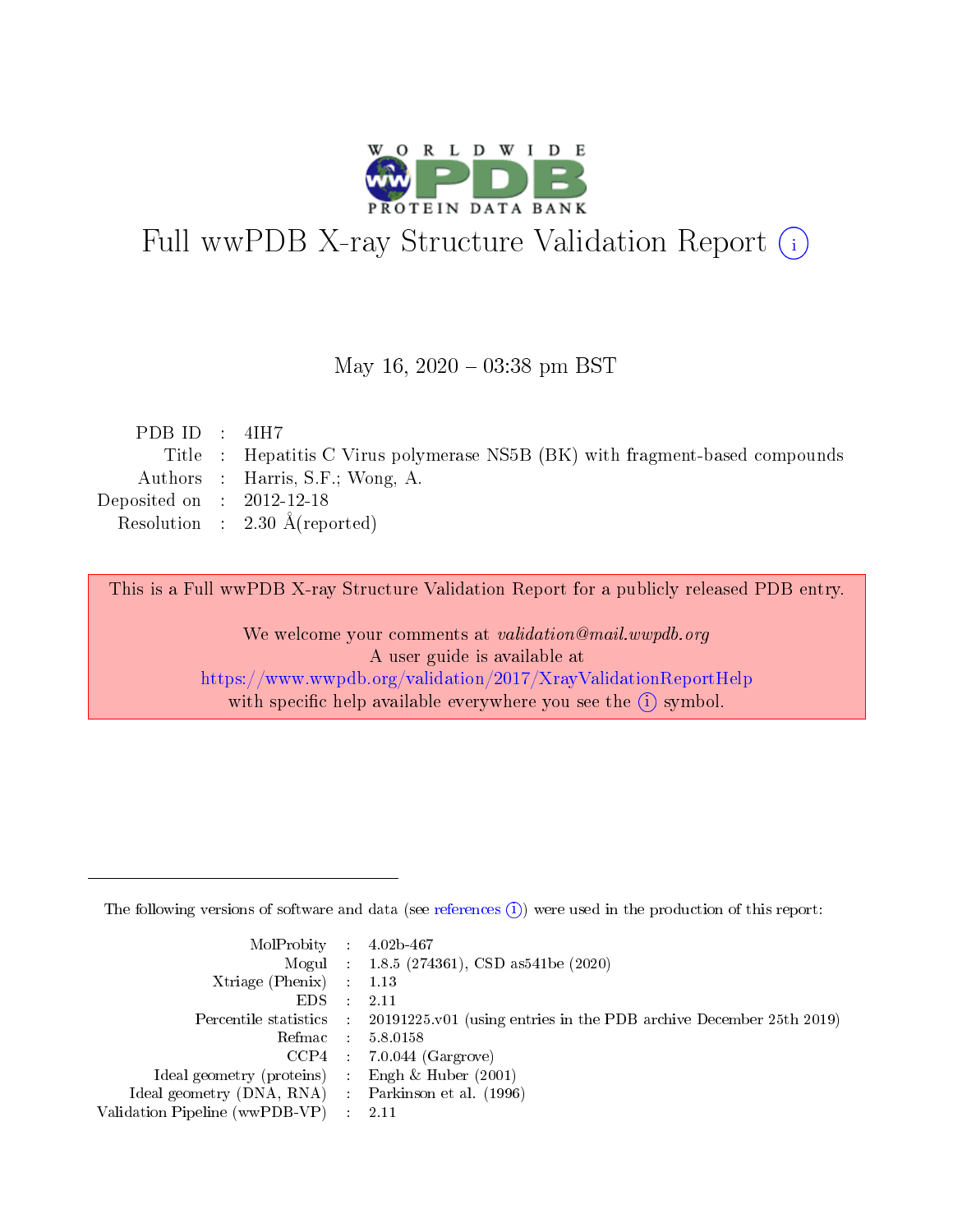# Full wwPDB X-ray Structure Validation Report (i)

May 16, 2020 – 03:38 pm BST

| | | |
|---|---|---|
| PDB ID | : | 4IH7 |
| Title | : | Hepatitis C Virus polymerase NS5B (BK) with fragment-based compounds |
| Authors | : | Harris, S.F.; Wong, A. |
| Deposited on | : | 2012-12-18 |
| Resolution | : | 2.30 Å(reported) |

This is a Full wwPDB X-ray Structure Validation Report for a publicly released PDB entry.

We welcome your comments at *validation@mail.wwpdb.org*
A user guide is available at
https://www.wwpdb.org/validation/2017/XrayValidationReportHelp
with specific help available everywhere you see the (i) symbol.

---

The following versions of software and data (see references (i)) were used in the production of this report:

| | | |
|---|---|---|
| MolProbity | : | 4.02b-467 |
| Mogul | : | 1.8.5 (274361), CSD as541be (2020) |
| Xtriage (Phenix) | : | 1.13 |
| EDS | : | 2.11 |
| Percentile statistics | : | 20191225.v01 (using entries in the PDB archive December 25th 2019) |
| Refmac | : | 5.8.0158 |
| CCP4 | : | 7.0.044 (Gargrove) |
| Ideal geometry (proteins) | : | Engh & Huber (2001) |
| Ideal geometry (DNA, RNA) | : | Parkinson et al. (1996) |
| Validation Pipeline (wwPDB-VP) | : | 2.11 |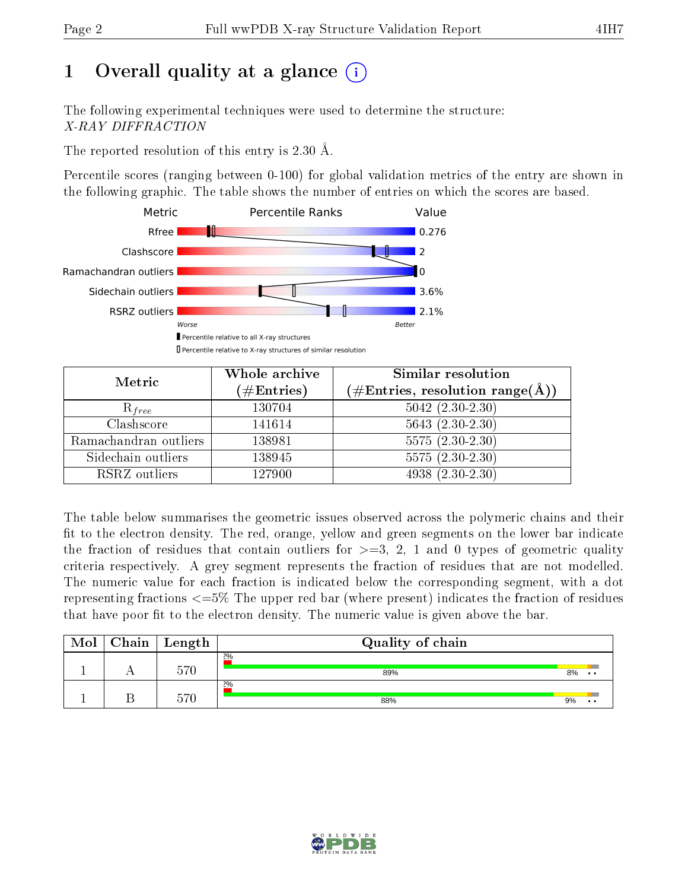# 1 Overall quality at a glance (i)

The following experimental techniques were used to determine the structure:
*X-RAY DIFFRACTION*

The reported resolution of this entry is 2.30 Å.

Percentile scores (ranging between 0-100) for global validation metrics of the entry are shown in the following graphic. The table shows the number of entries on which the scores are based.

| Metric | Value |
|---|---|
| Rfree | 0.276 |
| Clashscore | 2 |
| Ramachandran outliers | 0 |
| Sidechain outliers | 3.6% |
| RSRZ outliers | 2.1% |

Worse — Better

▮ Percentile relative to all X-ray structures
▯ Percentile relative to X-ray structures of similar resolution

| Metric | Whole archive (#Entries) | Similar resolution (#Entries, resolution range(Å)) |
|---|---|---|
| $R_{free}$ | 130704 | 5042 (2.30-2.30) |
| Clashscore | 141614 | 5643 (2.30-2.30) |
| Ramachandran outliers | 138981 | 5575 (2.30-2.30) |
| Sidechain outliers | 138945 | 5575 (2.30-2.30) |
| RSRZ outliers | 127900 | 4938 (2.30-2.30) |

The table below summarises the geometric issues observed across the polymeric chains and their fit to the electron density. The red, orange, yellow and green segments on the lower bar indicate the fraction of residues that contain outliers for >=3, 2, 1 and 0 types of geometric quality criteria respectively. A grey segment represents the fraction of residues that are not modelled. The numeric value for each fraction is indicated below the corresponding segment, with a dot representing fractions <=5% The upper red bar (where present) indicates the fraction of residues that have poor fit to the electron density. The numeric value is given above the bar.

| Mol | Chain | Length | Quality of chain |
|---|---|---|---|
| 1 | A | 570 | 2%; 89%, 8%, •, • |
| 1 | B | 570 | 2%; 88%, 9%, •, • |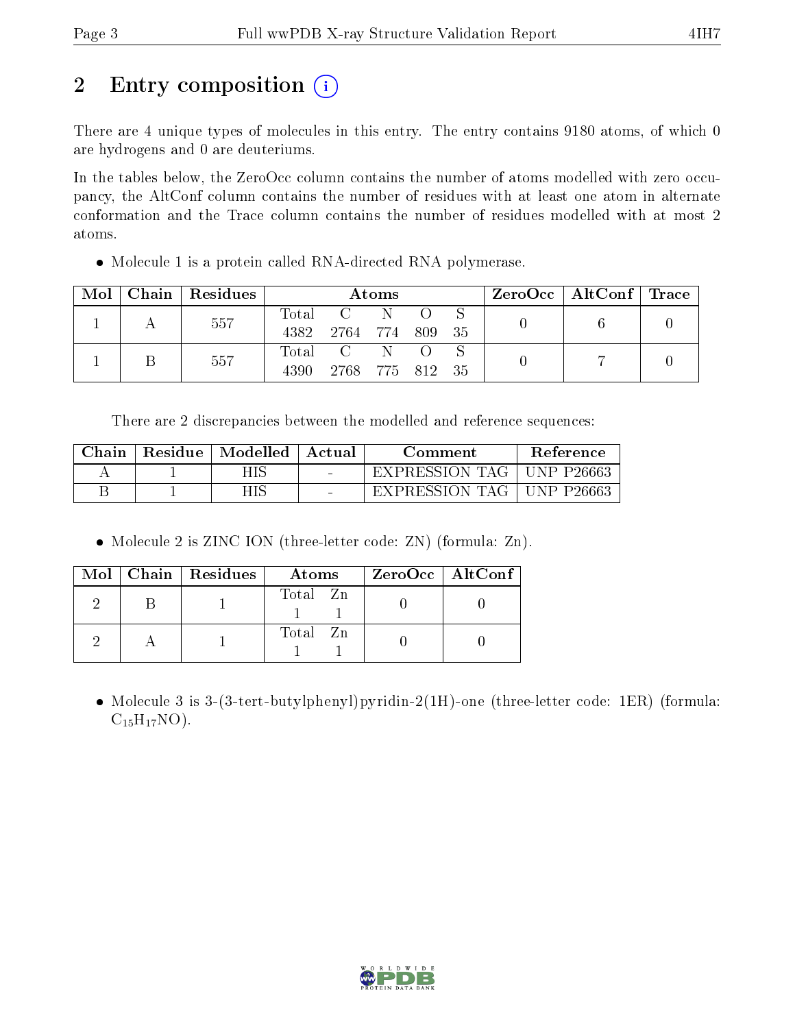# 2 Entry composition (i)

There are 4 unique types of molecules in this entry. The entry contains 9180 atoms, of which 0 are hydrogens and 0 are deuteriums.

In the tables below, the ZeroOcc column contains the number of atoms modelled with zero occupancy, the AltConf column contains the number of residues with at least one atom in alternate conformation and the Trace column contains the number of residues modelled with at most 2 atoms.

- Molecule 1 is a protein called RNA-directed RNA polymerase.

| Mol | Chain | Residues | Atoms | | | | | ZeroOcc | AltConf | Trace |
|---|---|---|---|---|---|---|---|---|---|---|
| 1 | A | 557 | Total<br>4382 | C<br>2764 | N<br>774 | O<br>809 | S<br>35 | 0 | 6 | 0 |
| 1 | B | 557 | Total<br>4390 | C<br>2768 | N<br>775 | O<br>812 | S<br>35 | 0 | 7 | 0 |

There are 2 discrepancies between the modelled and reference sequences:

| Chain | Residue | Modelled | Actual | Comment | Reference |
|---|---|---|---|---|---|
| A | 1 | HIS | - | EXPRESSION TAG | UNP P26663 |
| B | 1 | HIS | - | EXPRESSION TAG | UNP P26663 |

- Molecule 2 is ZINC ION (three-letter code: ZN) (formula: Zn).

| Mol | Chain | Residues | Atoms | | ZeroOcc | AltConf |
|---|---|---|---|---|---|---|
| 2 | B | 1 | Total<br>1 | Zn<br>1 | 0 | 0 |
| 2 | A | 1 | Total<br>1 | Zn<br>1 | 0 | 0 |

- Molecule 3 is 3-(3-tert-butylphenyl)pyridin-2(1H)-one (three-letter code: 1ER) (formula: $C_{15}H_{17}NO$).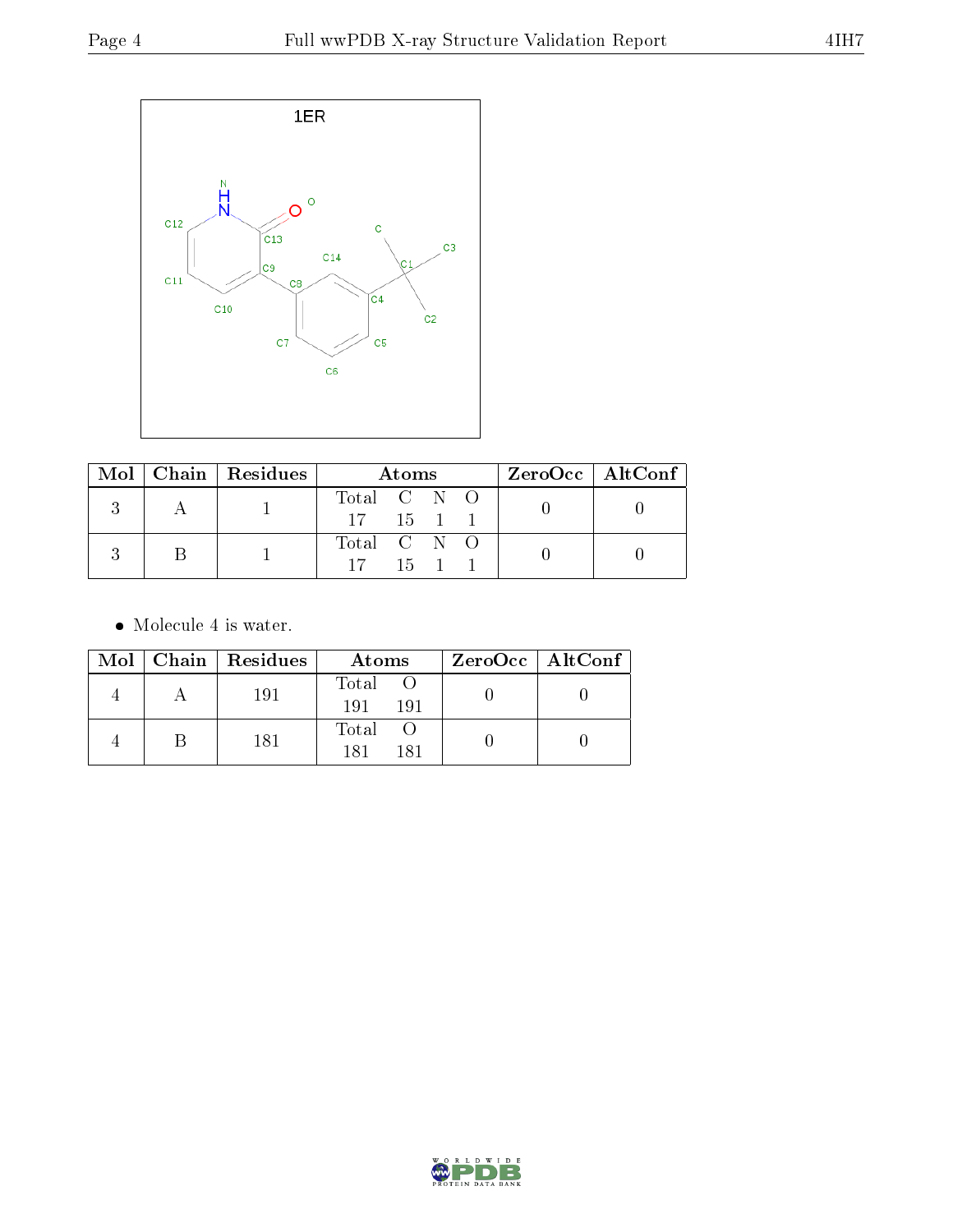1ER

| Mol | Chain | Residues | Atoms | | | | ZeroOcc | AltConf |
|---|---|---|---|---|---|---|---|---|
| | | | Total | C | N | O | | |
| 3 | A | 1 | 17 | 15 | 1 | 1 | 0 | 0 |
| 3 | B | 1 | 17 | 15 | 1 | 1 | 0 | 0 |

- Molecule 4 is water.

| Mol | Chain | Residues | Atoms | | ZeroOcc | AltConf |
|---|---|---|---|---|---|---|
| | | | Total | O | | |
| 4 | A | 191 | 191 | 191 | 0 | 0 |
| 4 | B | 181 | 181 | 181 | 0 | 0 |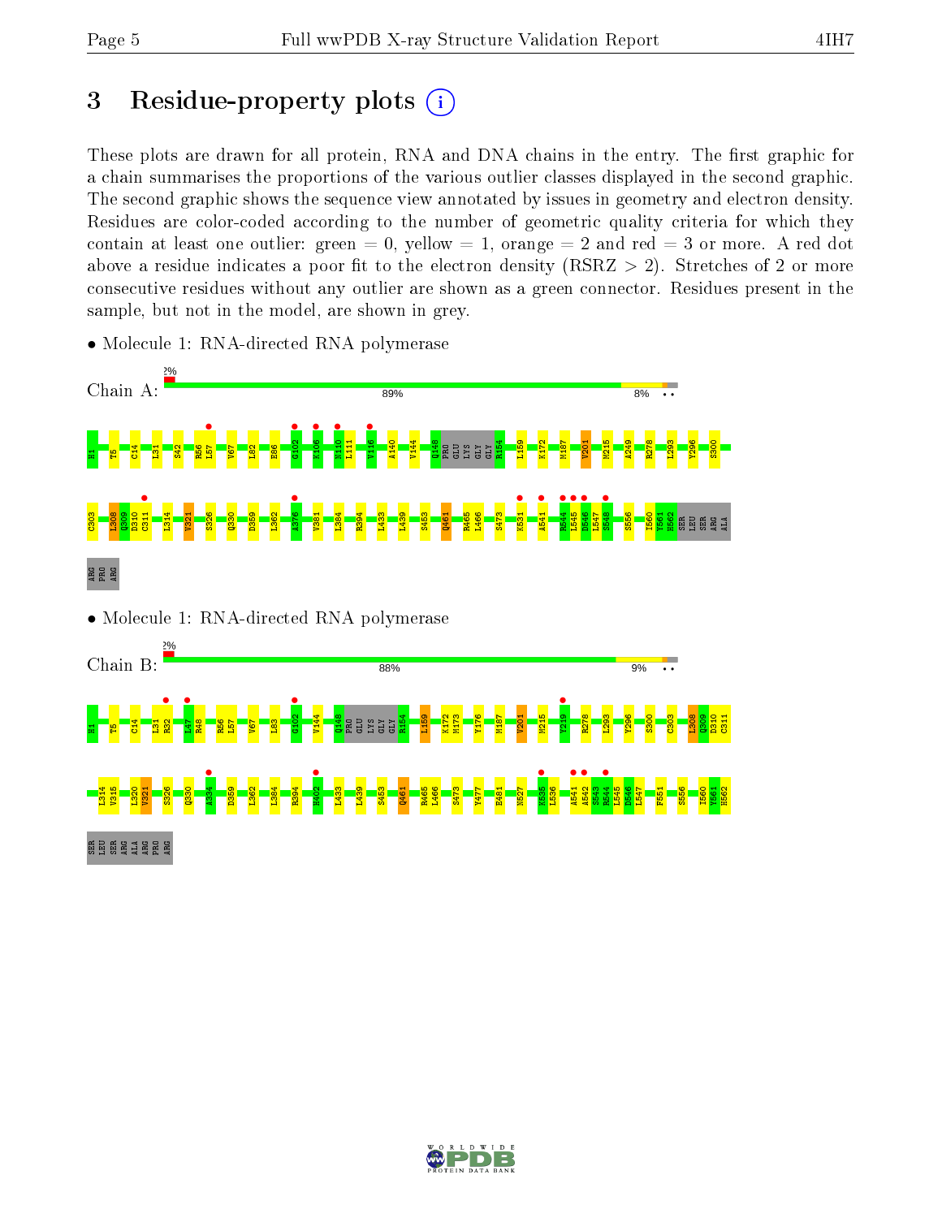# 3 Residue-property plots (i)

These plots are drawn for all protein, RNA and DNA chains in the entry. The first graphic for a chain summarises the proportions of the various outlier classes displayed in the second graphic. The second graphic shows the sequence view annotated by issues in geometry and electron density. Residues are color-coded according to the number of geometric quality criteria for which they contain at least one outlier: green = 0, yellow = 1, orange = 2 and red = 3 or more. A red dot above a residue indicates a poor fit to the electron density (RSRZ > 2). Stretches of 2 or more consecutive residues without any outlier are shown as a green connector. Residues present in the sample, but not in the model, are shown in grey.

- Molecule 1: RNA-directed RNA polymerase

Chain A: 2% | 89% | 8% | • •

H1 T5 C14 L31 S42 R56 L57 V67 L82 E86 G102 K106 N110 L111 V116 A140 V144 Q148 PRO GLU LYS GLY GLY R154 L159 K172 M187 V201 M215 A249 R278 L293 Y296 S300 C303 L308 Q309 D310 C311 L314 V321 S326 Q330 D359 L362 A376 V381 L384 R394 L433 L439 S453 Q461 R465 L466 S473 K531 A541 R544 L545 D546 L547 S548 S556 I560 Y561 H562 SER LEU SER ARG ALA ARG PRO ARG

- Molecule 1: RNA-directed RNA polymerase

Chain B: 2% | 88% | 9% | • •

H1 T5 C14 L31 R32 L47 R48 R56 L57 V67 L83 G102 V144 Q148 PRO GLU LYS GLY GLY R154 L159 K172 M173 Y176 M187 V201 M215 Y219 R278 L293 Y296 S300 C303 L308 Q309 D310 C311 L314 V315 L320 V321 S326 Q330 A334 D359 L362 L384 R394 H402 L433 L439 S453 Q461 R465 L466 S473 Y477 E481 N527 K535 L536 A541 A542 S543 R544 L545 D546 L547 F551 S556 I560 Y561 H562 SER LEU SER ARG ALA ARG PRO ARG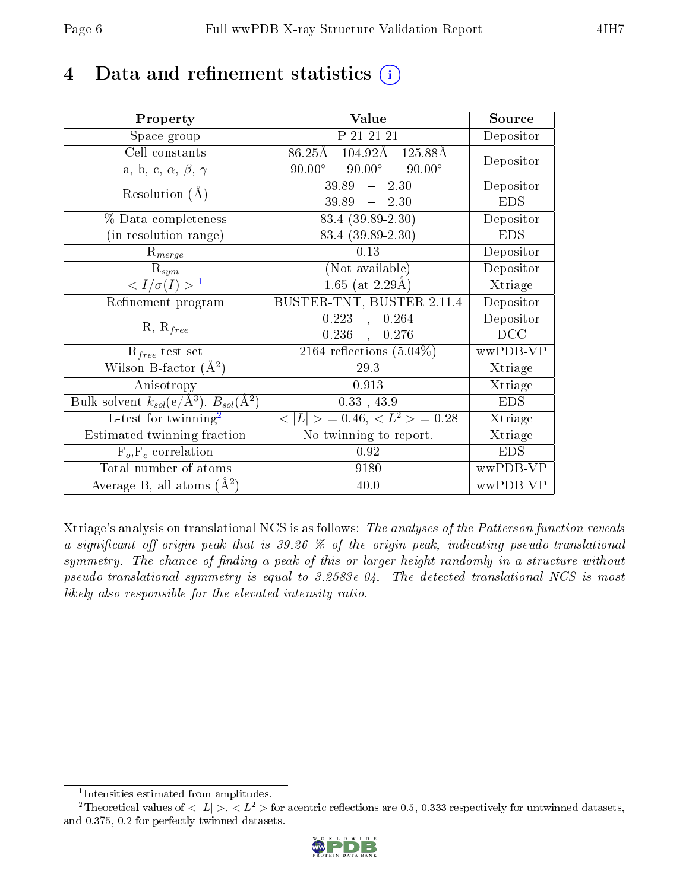# 4 Data and refinement statistics (i)

| Property | Value | Source |
|---|---|---|
| Space group | P 21 21 21 | Depositor |
| Cell constants<br>a, b, c, $\alpha$, $\beta$, $\gamma$ | 86.25Å 104.92Å 125.88Å<br>90.00° 90.00° 90.00° | Depositor |
| Resolution (Å) | 39.89 – 2.30<br>39.89 – 2.30 | Depositor<br>EDS |
| % Data completeness<br>(in resolution range) | 83.4 (39.89-2.30)<br>83.4 (39.89-2.30) | Depositor<br>EDS |
| $R_{merge}$ | 0.13 | Depositor |
| $R_{sym}$ | (Not available) | Depositor |
| $< I/\sigma(I) >$ [1] | 1.65 (at 2.29Å) | Xtriage |
| Refinement program | BUSTER-TNT, BUSTER 2.11.4 | Depositor |
| R, $R_{free}$ | 0.223 , 0.264<br>0.236 , 0.276 | Depositor<br>DCC |
| $R_{free}$ test set | 2164 reflections (5.04%) | wwPDB-VP |
| Wilson B-factor (Å$^2$) | 29.3 | Xtriage |
| Anisotropy | 0.913 | Xtriage |
| Bulk solvent $k_{sol}$(e/Å$^3$), $B_{sol}$(Å$^2$) | 0.33 , 43.9 | EDS |
| L-test for twinning[2] | $< \|L\| >$ = 0.46, $< L^2 >$ = 0.28 | Xtriage |
| Estimated twinning fraction | No twinning to report. | Xtriage |
| $F_o$,$F_c$ correlation | 0.92 | EDS |
| Total number of atoms | 9180 | wwPDB-VP |
| Average B, all atoms (Å$^2$) | 40.0 | wwPDB-VP |

Xtriage's analysis on translational NCS is as follows: *The analyses of the Patterson function reveals a significant off-origin peak that is 39.26 % of the origin peak, indicating pseudo-translational symmetry. The chance of finding a peak of this or larger height randomly in a structure without pseudo-translational symmetry is equal to 3.2583e-04. The detected translational NCS is most likely also responsible for the elevated intensity ratio.*

[1] Intensities estimated from amplitudes.

[2] Theoretical values of $< |L| >$, $< L^2 >$ for acentric reflections are 0.5, 0.333 respectively for untwinned datasets, and 0.375, 0.2 for perfectly twinned datasets.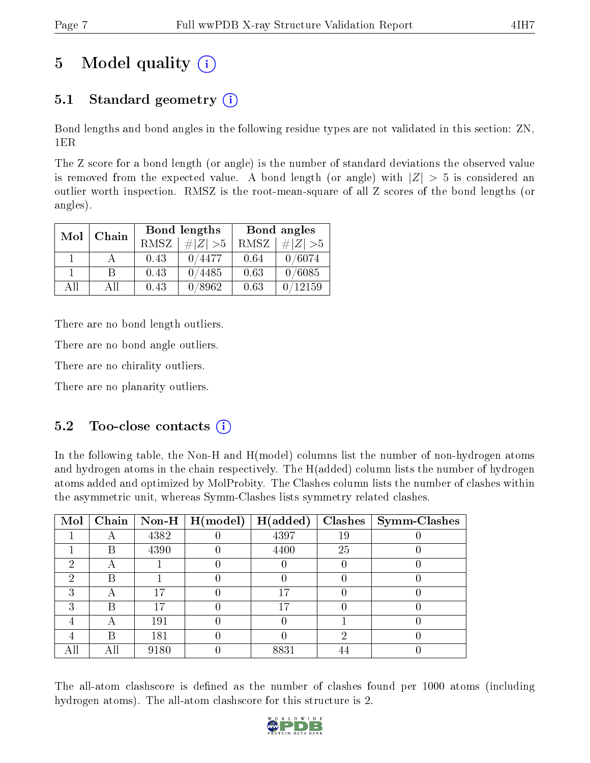# 5 Model quality

## 5.1 Standard geometry

Bond lengths and bond angles in the following residue types are not validated in this section: ZN, 1ER

The Z score for a bond length (or angle) is the number of standard deviations the observed value is removed from the expected value. A bond length (or angle) with $|Z| > 5$ is considered an outlier worth inspection. RMSZ is the root-mean-square of all Z scores of the bond lengths (or angles).

| Mol | Chain | Bond lengths | | Bond angles | |
|---|---|---|---|---|---|
| | | RMSZ | $\#|Z| > 5$ | RMSZ | $\#|Z| > 5$ |
| 1 | A | 0.43 | 0/4477 | 0.64 | 0/6074 |
| 1 | B | 0.43 | 0/4485 | 0.63 | 0/6085 |
| All | All | 0.43 | 0/8962 | 0.63 | 0/12159 |

There are no bond length outliers.

There are no bond angle outliers.

There are no chirality outliers.

There are no planarity outliers.

## 5.2 Too-close contacts

In the following table, the Non-H and H(model) columns list the number of non-hydrogen atoms and hydrogen atoms in the chain respectively. The H(added) column lists the number of hydrogen atoms added and optimized by MolProbity. The Clashes column lists the number of clashes within the asymmetric unit, whereas Symm-Clashes lists symmetry related clashes.

| Mol | Chain | Non-H | H(model) | H(added) | Clashes | Symm-Clashes |
|---|---|---|---|---|---|---|
| 1 | A | 4382 | 0 | 4397 | 19 | 0 |
| 1 | B | 4390 | 0 | 4400 | 25 | 0 |
| 2 | A | 1 | 0 | 0 | 0 | 0 |
| 2 | B | 1 | 0 | 0 | 0 | 0 |
| 3 | A | 17 | 0 | 17 | 0 | 0 |
| 3 | B | 17 | 0 | 17 | 0 | 0 |
| 4 | A | 191 | 0 | 0 | 1 | 0 |
| 4 | B | 181 | 0 | 0 | 2 | 0 |
| All | All | 9180 | 0 | 8831 | 44 | 0 |

The all-atom clashscore is defined as the number of clashes found per 1000 atoms (including hydrogen atoms). The all-atom clashscore for this structure is 2.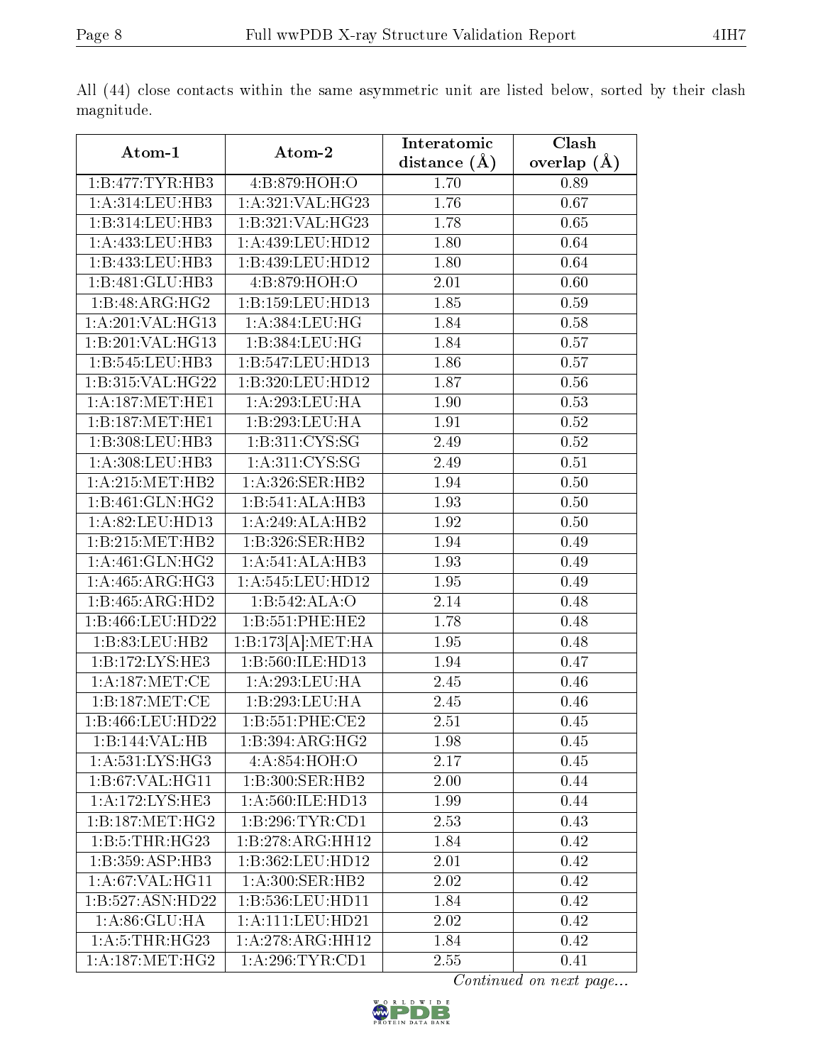All (44) close contacts within the same asymmetric unit are listed below, sorted by their clash magnitude.

| Atom-1 | Atom-2 | Interatomic distance (Å) | Clash overlap (Å) |
|---|---|---|---|
| 1:B:477:TYR:HB3 | 4:B:879:HOH:O | 1.70 | 0.89 |
| 1:A:314:LEU:HB3 | 1:A:321:VAL:HG23 | 1.76 | 0.67 |
| 1:B:314:LEU:HB3 | 1:B:321:VAL:HG23 | 1.78 | 0.65 |
| 1:A:433:LEU:HB3 | 1:A:439:LEU:HD12 | 1.80 | 0.64 |
| 1:B:433:LEU:HB3 | 1:B:439:LEU:HD12 | 1.80 | 0.64 |
| 1:B:481:GLU:HB3 | 4:B:879:HOH:O | 2.01 | 0.60 |
| 1:B:48:ARG:HG2 | 1:B:159:LEU:HD13 | 1.85 | 0.59 |
| 1:A:201:VAL:HG13 | 1:A:384:LEU:HG | 1.84 | 0.58 |
| 1:B:201:VAL:HG13 | 1:B:384:LEU:HG | 1.84 | 0.57 |
| 1:B:545:LEU:HB3 | 1:B:547:LEU:HD13 | 1.86 | 0.57 |
| 1:B:315:VAL:HG22 | 1:B:320:LEU:HD12 | 1.87 | 0.56 |
| 1:A:187:MET:HE1 | 1:A:293:LEU:HA | 1.90 | 0.53 |
| 1:B:187:MET:HE1 | 1:B:293:LEU:HA | 1.91 | 0.52 |
| 1:B:308:LEU:HB3 | 1:B:311:CYS:SG | 2.49 | 0.52 |
| 1:A:308:LEU:HB3 | 1:A:311:CYS:SG | 2.49 | 0.51 |
| 1:A:215:MET:HB2 | 1:A:326:SER:HB2 | 1.94 | 0.50 |
| 1:B:461:GLN:HG2 | 1:B:541:ALA:HB3 | 1.93 | 0.50 |
| 1:A:82:LEU:HD13 | 1:A:249:ALA:HB2 | 1.92 | 0.50 |
| 1:B:215:MET:HB2 | 1:B:326:SER:HB2 | 1.94 | 0.49 |
| 1:A:461:GLN:HG2 | 1:A:541:ALA:HB3 | 1.93 | 0.49 |
| 1:A:465:ARG:HG3 | 1:A:545:LEU:HD12 | 1.95 | 0.49 |
| 1:B:465:ARG:HD2 | 1:B:542:ALA:O | 2.14 | 0.48 |
| 1:B:466:LEU:HD22 | 1:B:551:PHE:HE2 | 1.78 | 0.48 |
| 1:B:83:LEU:HB2 | 1:B:173[A]:MET:HA | 1.95 | 0.48 |
| 1:B:172:LYS:HE3 | 1:B:560:ILE:HD13 | 1.94 | 0.47 |
| 1:A:187:MET:CE | 1:A:293:LEU:HA | 2.45 | 0.46 |
| 1:B:187:MET:CE | 1:B:293:LEU:HA | 2.45 | 0.46 |
| 1:B:466:LEU:HD22 | 1:B:551:PHE:CE2 | 2.51 | 0.45 |
| 1:B:144:VAL:HB | 1:B:394:ARG:HG2 | 1.98 | 0.45 |
| 1:A:531:LYS:HG3 | 4:A:854:HOH:O | 2.17 | 0.45 |
| 1:B:67:VAL:HG11 | 1:B:300:SER:HB2 | 2.00 | 0.44 |
| 1:A:172:LYS:HE3 | 1:A:560:ILE:HD13 | 1.99 | 0.44 |
| 1:B:187:MET:HG2 | 1:B:296:TYR:CD1 | 2.53 | 0.43 |
| 1:B:5:THR:HG23 | 1:B:278:ARG:HH12 | 1.84 | 0.42 |
| 1:B:359:ASP:HB3 | 1:B:362:LEU:HD12 | 2.01 | 0.42 |
| 1:A:67:VAL:HG11 | 1:A:300:SER:HB2 | 2.02 | 0.42 |
| 1:B:527:ASN:HD22 | 1:B:536:LEU:HD11 | 1.84 | 0.42 |
| 1:A:86:GLU:HA | 1:A:111:LEU:HD21 | 2.02 | 0.42 |
| 1:A:5:THR:HG23 | 1:A:278:ARG:HH12 | 1.84 | 0.42 |
| 1:A:187:MET:HG2 | 1:A:296:TYR:CD1 | 2.55 | 0.41 |

*Continued on next page...*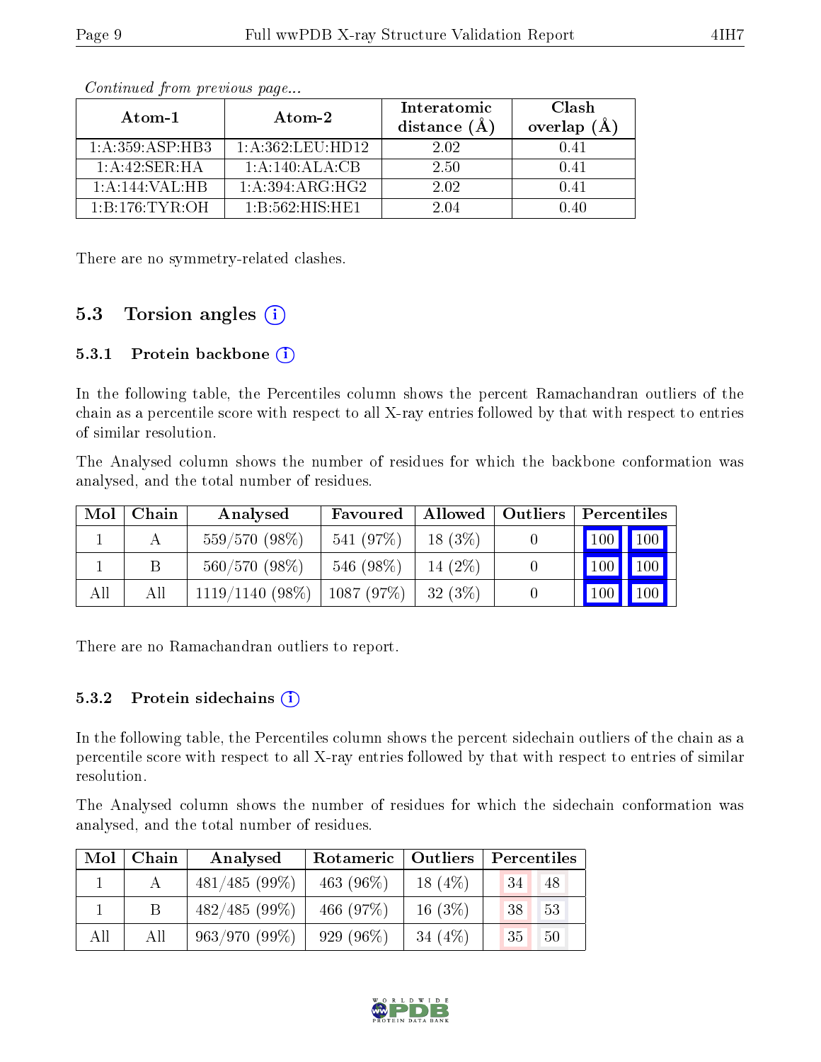*Continued from previous page...*

| Atom-1 | Atom-2 | Interatomic distance (Å) | Clash overlap (Å) |
|---|---|---|---|
| 1:A:359:ASP:HB3 | 1:A:362:LEU:HD12 | 2.02 | 0.41 |
| 1:A:42:SER:HA | 1:A:140:ALA:CB | 2.50 | 0.41 |
| 1:A:144:VAL:HB | 1:A:394:ARG:HG2 | 2.02 | 0.41 |
| 1:B:176:TYR:OH | 1:B:562:HIS:HE1 | 2.04 | 0.40 |

There are no symmetry-related clashes.

## 5.3 Torsion angles

### 5.3.1 Protein backbone

In the following table, the Percentiles column shows the percent Ramachandran outliers of the chain as a percentile score with respect to all X-ray entries followed by that with respect to entries of similar resolution.

The Analysed column shows the number of residues for which the backbone conformation was analysed, and the total number of residues.

| Mol | Chain | Analysed | Favoured | Allowed | Outliers | Percentiles | |
|---|---|---|---|---|---|---|---|
| 1 | A | 559/570 (98%) | 541 (97%) | 18 (3%) | 0 | 100 | 100 |
| 1 | B | 560/570 (98%) | 546 (98%) | 14 (2%) | 0 | 100 | 100 |
| All | All | 1119/1140 (98%) | 1087 (97%) | 32 (3%) | 0 | 100 | 100 |

There are no Ramachandran outliers to report.

### 5.3.2 Protein sidechains

In the following table, the Percentiles column shows the percent sidechain outliers of the chain as a percentile score with respect to all X-ray entries followed by that with respect to entries of similar resolution.

The Analysed column shows the number of residues for which the sidechain conformation was analysed, and the total number of residues.

| Mol | Chain | Analysed | Rotameric | Outliers | Percentiles | |
|---|---|---|---|---|---|---|
| 1 | A | 481/485 (99%) | 463 (96%) | 18 (4%) | 34 | 48 |
| 1 | B | 482/485 (99%) | 466 (97%) | 16 (3%) | 38 | 53 |
| All | All | 963/970 (99%) | 929 (96%) | 34 (4%) | 35 | 50 |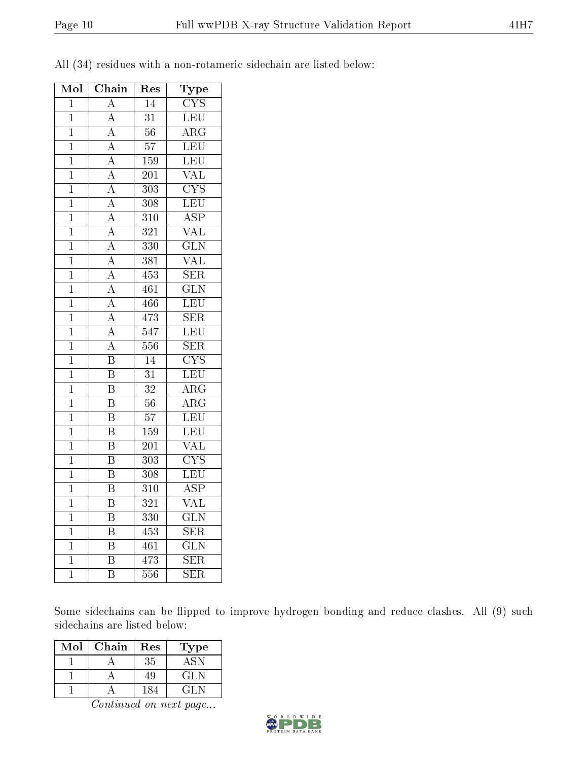All (34) residues with a non-rotameric sidechain are listed below:

| Mol | Chain | Res | Type |
|---|---|---|---|
| 1 | A | 14 | CYS |
| 1 | A | 31 | LEU |
| 1 | A | 56 | ARG |
| 1 | A | 57 | LEU |
| 1 | A | 159 | LEU |
| 1 | A | 201 | VAL |
| 1 | A | 303 | CYS |
| 1 | A | 308 | LEU |
| 1 | A | 310 | ASP |
| 1 | A | 321 | VAL |
| 1 | A | 330 | GLN |
| 1 | A | 381 | VAL |
| 1 | A | 453 | SER |
| 1 | A | 461 | GLN |
| 1 | A | 466 | LEU |
| 1 | A | 473 | SER |
| 1 | A | 547 | LEU |
| 1 | A | 556 | SER |
| 1 | B | 14 | CYS |
| 1 | B | 31 | LEU |
| 1 | B | 32 | ARG |
| 1 | B | 56 | ARG |
| 1 | B | 57 | LEU |
| 1 | B | 159 | LEU |
| 1 | B | 201 | VAL |
| 1 | B | 303 | CYS |
| 1 | B | 308 | LEU |
| 1 | B | 310 | ASP |
| 1 | B | 321 | VAL |
| 1 | B | 330 | GLN |
| 1 | B | 453 | SER |
| 1 | B | 461 | GLN |
| 1 | B | 473 | SER |
| 1 | B | 556 | SER |

Some sidechains can be flipped to improve hydrogen bonding and reduce clashes. All (9) such sidechains are listed below:

| Mol | Chain | Res | Type |
|---|---|---|---|
| 1 | A | 35 | ASN |
| 1 | A | 49 | GLN |
| 1 | A | 184 | GLN |

*Continued on next page...*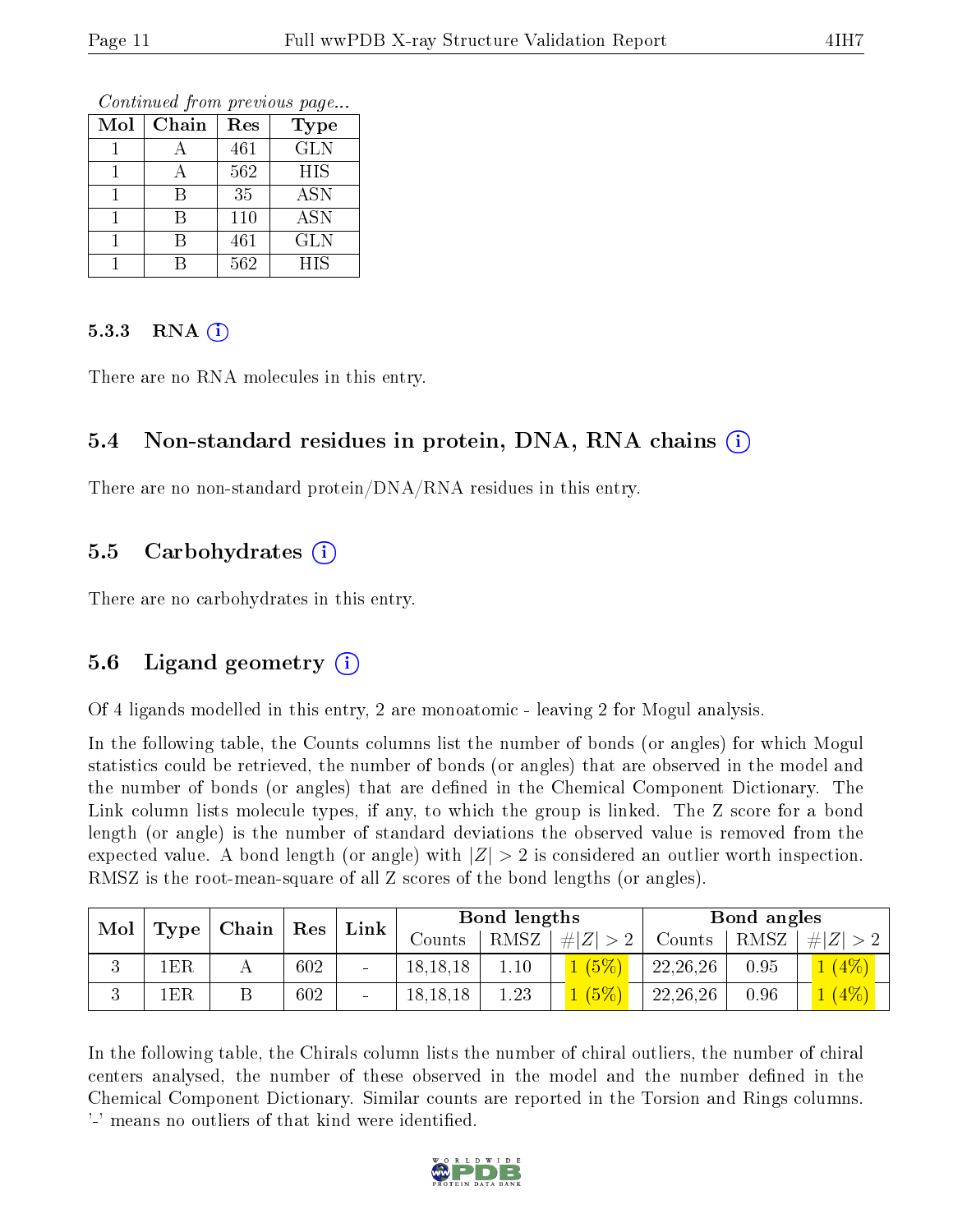*Continued from previous page...*

| Mol | Chain | Res | Type |
|---|---|---|---|
| 1 | A | 461 | GLN |
| 1 | A | 562 | HIS |
| 1 | B | 35 | ASN |
| 1 | B | 110 | ASN |
| 1 | B | 461 | GLN |
| 1 | B | 562 | HIS |

#### 5.3.3 RNA (i)

There are no RNA molecules in this entry.

### 5.4 Non-standard residues in protein, DNA, RNA chains (i)

There are no non-standard protein/DNA/RNA residues in this entry.

### 5.5 Carbohydrates (i)

There are no carbohydrates in this entry.

### 5.6 Ligand geometry (i)

Of 4 ligands modelled in this entry, 2 are monoatomic - leaving 2 for Mogul analysis.

In the following table, the Counts columns list the number of bonds (or angles) for which Mogul statistics could be retrieved, the number of bonds (or angles) that are observed in the model and the number of bonds (or angles) that are defined in the Chemical Component Dictionary. The Link column lists molecule types, if any, to which the group is linked. The Z score for a bond length (or angle) is the number of standard deviations the observed value is removed from the expected value. A bond length (or angle) with $|Z| > 2$ is considered an outlier worth inspection. RMSZ is the root-mean-square of all Z scores of the bond lengths (or angles).

| Mol | Type | Chain | Res | Link | Bond lengths | | | Bond angles | | |
|---|---|---|---|---|---|---|---|---|---|---|
| | | | | | Counts | RMSZ | $\#\|Z\| > 2$ | Counts | RMSZ | $\#\|Z\| > 2$ |
| 3 | 1ER | A | 602 | - | 18,18,18 | 1.10 | 1 (5%) | 22,26,26 | 0.95 | 1 (4%) |
| 3 | 1ER | B | 602 | - | 18,18,18 | 1.23 | 1 (5%) | 22,26,26 | 0.96 | 1 (4%) |

In the following table, the Chirals column lists the number of chiral outliers, the number of chiral centers analysed, the number of these observed in the model and the number defined in the Chemical Component Dictionary. Similar counts are reported in the Torsion and Rings columns. '-' means no outliers of that kind were identified.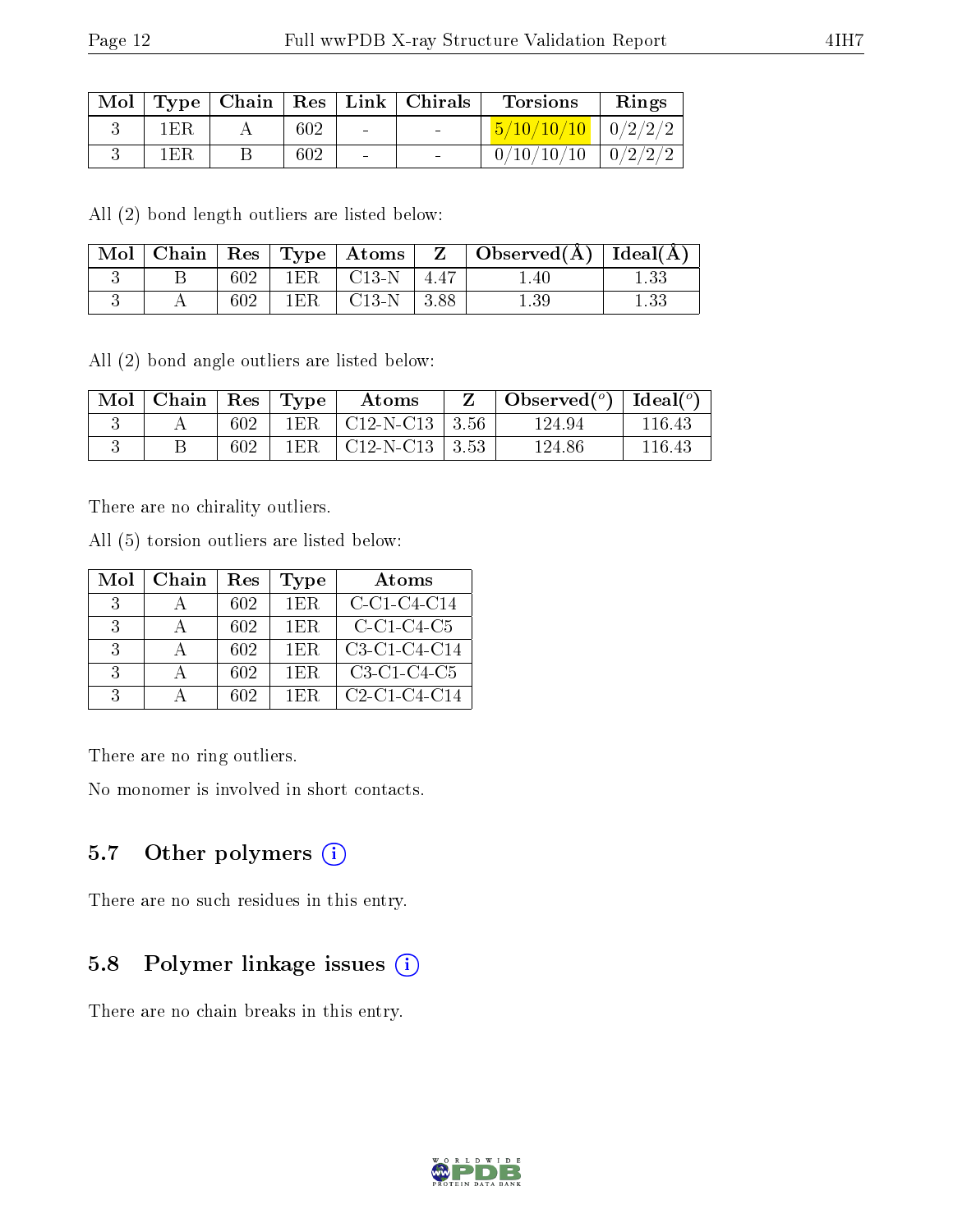| Mol | Type | Chain | Res | Link | Chirals | Torsions | Rings |
|---|---|---|---|---|---|---|---|
| 3 | 1ER | A | 602 | - | - | 5/10/10/10 | 0/2/2/2 |
| 3 | 1ER | B | 602 | - | - | 0/10/10/10 | 0/2/2/2 |

All (2) bond length outliers are listed below:

| Mol | Chain | Res | Type | Atoms | Z | Observed(Å) | Ideal(Å) |
|---|---|---|---|---|---|---|---|
| 3 | B | 602 | 1ER | C13-N | 4.47 | 1.40 | 1.33 |
| 3 | A | 602 | 1ER | C13-N | 3.88 | 1.39 | 1.33 |

All (2) bond angle outliers are listed below:

| Mol | Chain | Res | Type | Atoms | Z | Observed(°) | Ideal(°) |
|---|---|---|---|---|---|---|---|
| 3 | A | 602 | 1ER | C12-N-C13 | 3.56 | 124.94 | 116.43 |
| 3 | B | 602 | 1ER | C12-N-C13 | 3.53 | 124.86 | 116.43 |

There are no chirality outliers.

All (5) torsion outliers are listed below:

| Mol | Chain | Res | Type | Atoms |
|---|---|---|---|---|
| 3 | A | 602 | 1ER | C-C1-C4-C14 |
| 3 | A | 602 | 1ER | C-C1-C4-C5 |
| 3 | A | 602 | 1ER | C3-C1-C4-C14 |
| 3 | A | 602 | 1ER | C3-C1-C4-C5 |
| 3 | A | 602 | 1ER | C2-C1-C4-C14 |

There are no ring outliers.

No monomer is involved in short contacts.

## 5.7 Other polymers

There are no such residues in this entry.

## 5.8 Polymer linkage issues

There are no chain breaks in this entry.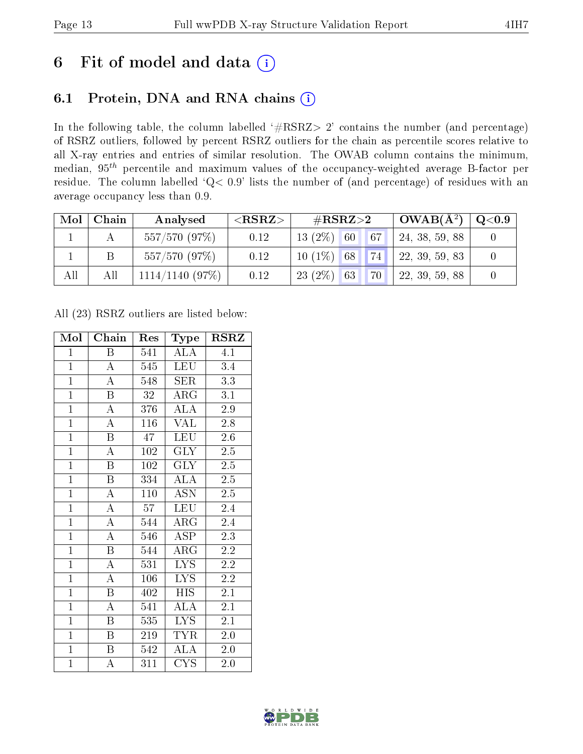# 6 Fit of model and data

## 6.1 Protein, DNA and RNA chains

In the following table, the column labelled '#RSRZ> 2' contains the number (and percentage) of RSRZ outliers, followed by percent RSRZ outliers for the chain as percentile scores relative to all X-ray entries and entries of similar resolution. The OWAB column contains the minimum, median, $95^{th}$ percentile and maximum values of the occupancy-weighted average B-factor per residue. The column labelled 'Q< 0.9' lists the number of (and percentage) of residues with an average occupancy less than 0.9.

| Mol | Chain | Analysed | <RSRZ> | #RSRZ>2 | | | OWAB(Å²) | Q<0.9 |
|---|---|---|---|---|---|---|---|---|
| 1 | A | 557/570 (97%) | 0.12 | 13 (2%) | 60 | 67 | 24, 38, 59, 88 | 0 |
| 1 | B | 557/570 (97%) | 0.12 | 10 (1%) | 68 | 74 | 22, 39, 59, 83 | 0 |
| All | All | 1114/1140 (97%) | 0.12 | 23 (2%) | 63 | 70 | 22, 39, 59, 88 | 0 |

All (23) RSRZ outliers are listed below:

| Mol | Chain | Res | Type | RSRZ |
|---|---|---|---|---|
| 1 | B | 541 | ALA | 4.1 |
| 1 | A | 545 | LEU | 3.4 |
| 1 | A | 548 | SER | 3.3 |
| 1 | B | 32 | ARG | 3.1 |
| 1 | A | 376 | ALA | 2.9 |
| 1 | A | 116 | VAL | 2.8 |
| 1 | B | 47 | LEU | 2.6 |
| 1 | A | 102 | GLY | 2.5 |
| 1 | B | 102 | GLY | 2.5 |
| 1 | B | 334 | ALA | 2.5 |
| 1 | A | 110 | ASN | 2.5 |
| 1 | A | 57 | LEU | 2.4 |
| 1 | A | 544 | ARG | 2.4 |
| 1 | A | 546 | ASP | 2.3 |
| 1 | B | 544 | ARG | 2.2 |
| 1 | A | 531 | LYS | 2.2 |
| 1 | A | 106 | LYS | 2.2 |
| 1 | B | 402 | HIS | 2.1 |
| 1 | A | 541 | ALA | 2.1 |
| 1 | B | 535 | LYS | 2.1 |
| 1 | B | 219 | TYR | 2.0 |
| 1 | B | 542 | ALA | 2.0 |
| 1 | A | 311 | CYS | 2.0 |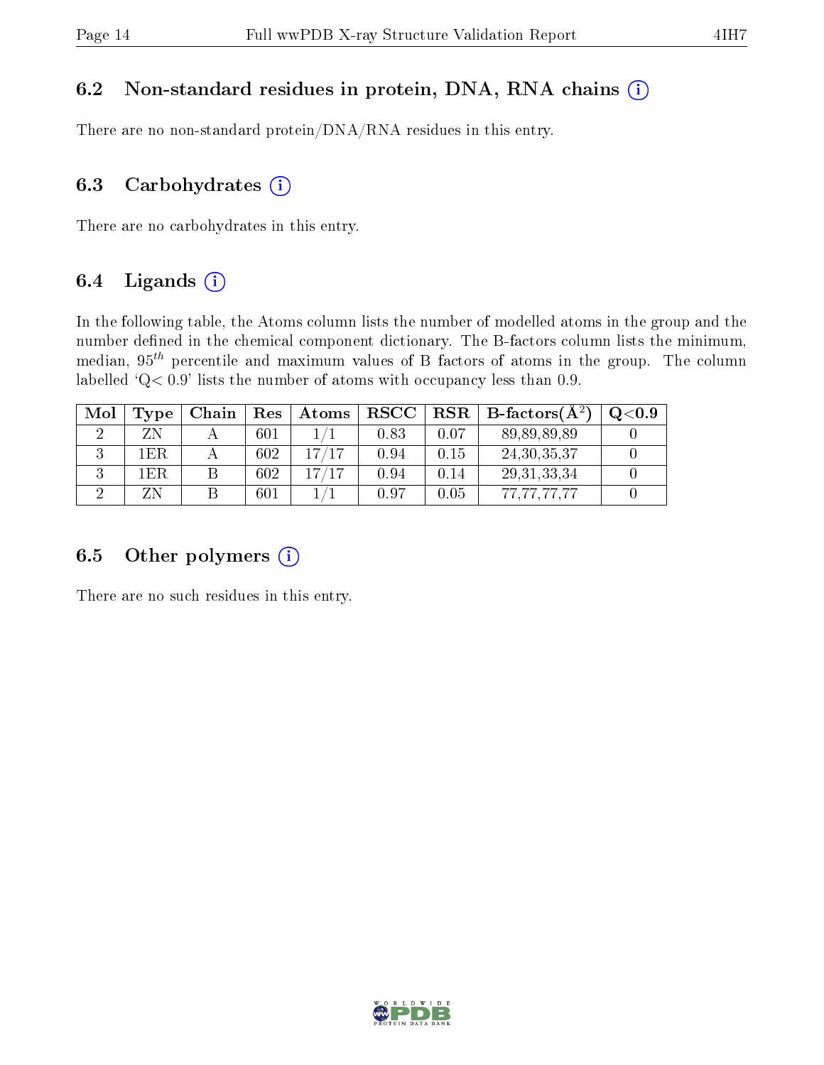### 6.2 Non-standard residues in protein, DNA, RNA chains ⓘ

There are no non-standard protein/DNA/RNA residues in this entry.

### 6.3 Carbohydrates ⓘ

There are no carbohydrates in this entry.

### 6.4 Ligands ⓘ

In the following table, the Atoms column lists the number of modelled atoms in the group and the number defined in the chemical component dictionary. The B-factors column lists the minimum, median, $95^{th}$ percentile and maximum values of B factors of atoms in the group. The column labelled 'Q< 0.9' lists the number of atoms with occupancy less than 0.9.

| Mol | Type | Chain | Res | Atoms | RSCC | RSR | B-factors($Å^2$) | Q<0.9 |
|---|---|---|---|---|---|---|---|---|
| 2 | ZN | A | 601 | 1/1 | 0.83 | 0.07 | 89,89,89,89 | 0 |
| 3 | 1ER | A | 602 | 17/17 | 0.94 | 0.15 | 24,30,35,37 | 0 |
| 3 | 1ER | B | 602 | 17/17 | 0.94 | 0.14 | 29,31,33,34 | 0 |
| 2 | ZN | B | 601 | 1/1 | 0.97 | 0.05 | 77,77,77,77 | 0 |

### 6.5 Other polymers ⓘ

There are no such residues in this entry.